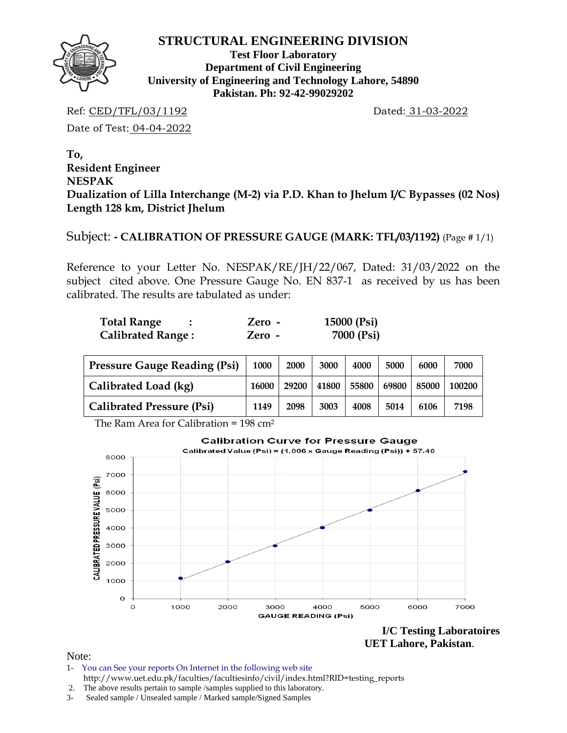# STRUCTURAL ENGINEERING DIVISION

**Test Floor Laboratory**
**Department of Civil Engineering**
**University of Engineering and Technology Lahore, 54890**
**Pakistan. Ph: 92-42-99029202**

Ref: CED/TFL/03/1192 Dated: 31-03-2022

Date of Test: 04-04-2022

**To,**
**Resident Engineer**
**NESPAK**
**Dualization of Lilla Interchange (M-2) via P.D. Khan to Jhelum I/C Bypasses (02 Nos) Length 128 km, District Jhelum**

Subject: **- CALIBRATION OF PRESSURE GAUGE (MARK: TFL/03/1192)** (Page # 1/1)

Reference to your Letter No. NESPAK/RE/JH/22/067, Dated: 31/03/2022 on the subject cited above. One Pressure Gauge No. EN 837-1 as received by us has been calibrated. The results are tabulated as under:

**Total Range : Zero - 15000 (Psi)**
**Calibrated Range : Zero - 7000 (Psi)**

| Pressure Gauge Reading (Psi) | 1000 | 2000 | 3000 | 4000 | 5000 | 6000 | 7000 |
|---|---|---|---|---|---|---|---|
| Calibrated Load (kg) | 16000 | 29200 | 41800 | 55800 | 69800 | 85000 | 100200 |
| Calibrated Pressure (Psi) | 1149 | 2098 | 3003 | 4008 | 5014 | 6106 | 7198 |

The Ram Area for Calibration = 198 cm²

**Calibration Curve for Pressure Gauge**
Calibrated Value (Psi) = (1.006 x Gauge Reading (Psi)) + 57.46

**I/C Testing Laboratoires**
**UET Lahore, Pakistan**.

Note:

1- You can See your reports On Internet in the following web site
http://www.uet.edu.pk/faculties/facultiesinfo/civil/index.html?RID=testing_reports
2. The above results pertain to sample /samples supplied to this laboratory.
3- Sealed sample / Unsealed sample / Marked sample/Signed Samples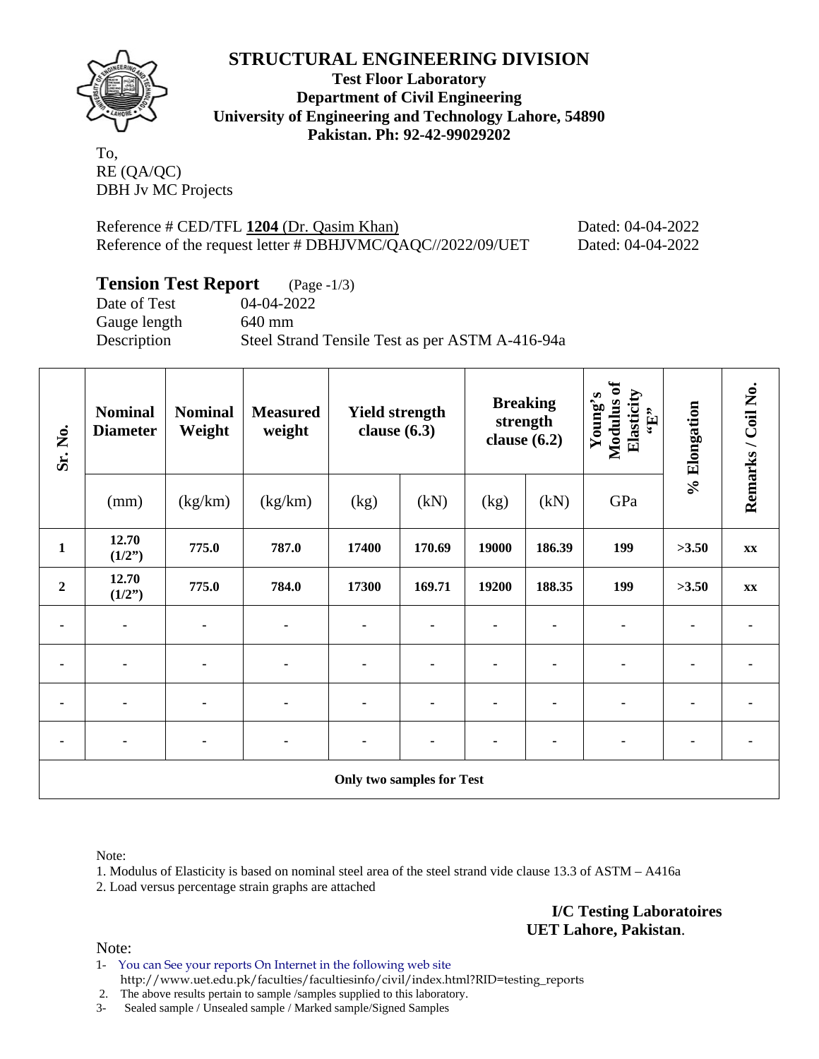# STRUCTURAL ENGINEERING DIVISION

**Test Floor Laboratory**
**Department of Civil Engineering**
**University of Engineering and Technology Lahore, 54890**
**Pakistan. Ph: 92-42-99029202**

To,
RE (QA/QC)
DBH Jv MC Projects

Reference # CED/TFL **1204** (Dr. Qasim Khan) Dated: 04-04-2022
Reference of the request letter # DBHJVMC/QAQC//2022/09/UET Dated: 04-04-2022

## Tension Test Report (Page -1/3)

Date of Test 04-04-2022
Gauge length 640 mm
Description Steel Strand Tensile Test as per ASTM A-416-94a

| Sr. No. | Nominal Diameter | Nominal Weight | Measured weight | Yield strength clause (6.3) | | Breaking strength clause (6.2) | | Young's Modulus of Elasticity "E" | % Elongation | Remarks / Coil No. |
|---|---|---|---|---|---|---|---|---|---|---|
| | (mm) | (kg/km) | (kg/km) | (kg) | (kN) | (kg) | (kN) | GPa | | |
| **1** | **12.70 (1/2")** | **775.0** | **787.0** | **17400** | **170.69** | **19000** | **186.39** | **199** | **>3.50** | **xx** |
| **2** | **12.70 (1/2")** | **775.0** | **784.0** | **17300** | **169.71** | **19200** | **188.35** | **199** | **>3.50** | **xx** |
| - | - | - | - | - | - | - | - | - | - | - |
| - | - | - | - | - | - | - | - | - | - | - |
| - | - | - | - | - | - | - | - | - | - | - |
| - | - | - | - | - | - | - | - | - | - | - |
| **Only two samples for Test** | | | | | | | | | | |

Note:

1. Modulus of Elasticity is based on nominal steel area of the steel strand vide clause 13.3 of ASTM – A416a
2. Load versus percentage strain graphs are attached

**I/C Testing Laboratoires**
**UET Lahore, Pakistan**.

Note:

1- You can See your reports On Internet in the following web site
http://www.uet.edu.pk/faculties/facultiesinfo/civil/index.html?RID=testing_reports
2. The above results pertain to sample /samples supplied to this laboratory.
3- Sealed sample / Unsealed sample / Marked sample/Signed Samples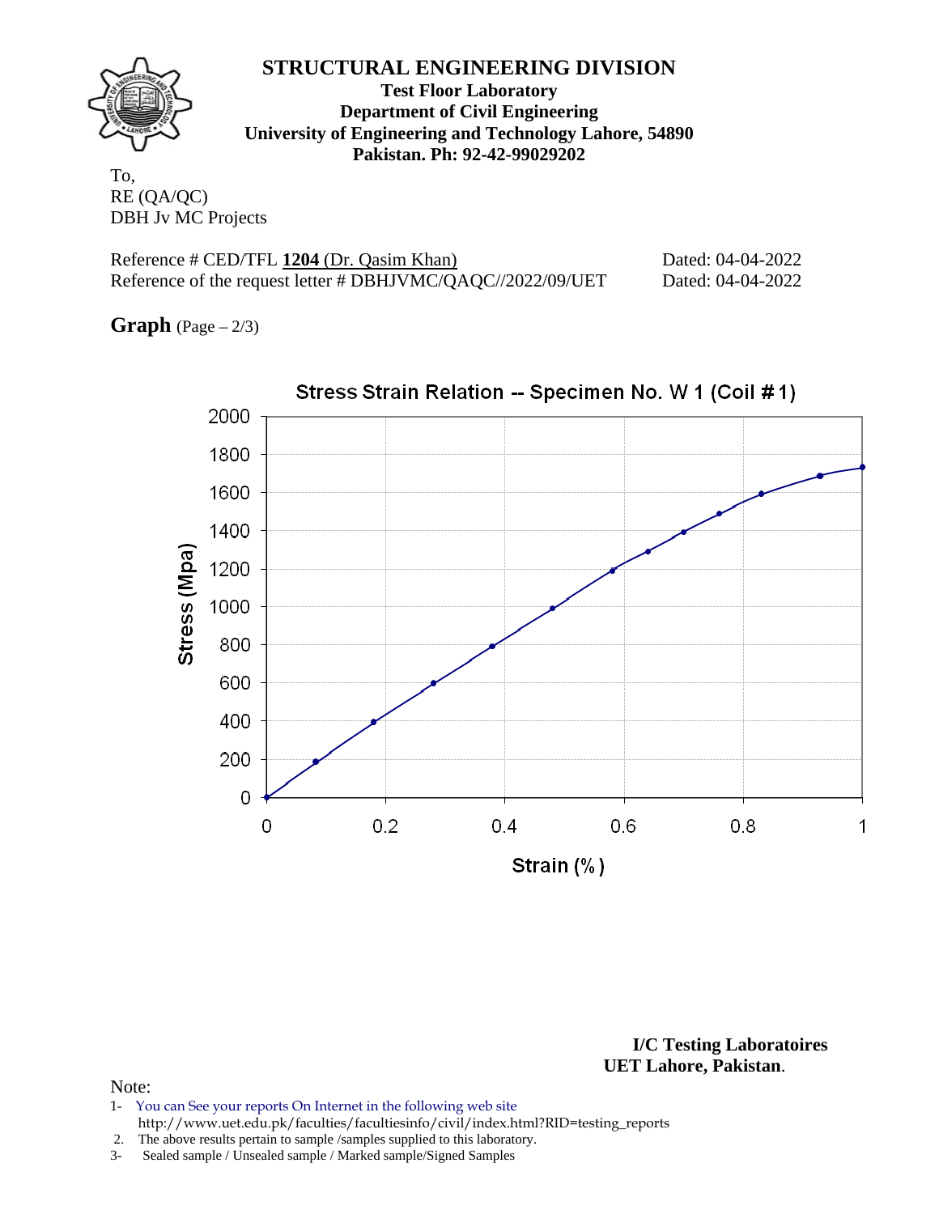# STRUCTURAL ENGINEERING DIVISION

**Test Floor Laboratory**
**Department of Civil Engineering**
**University of Engineering and Technology Lahore, 54890**
**Pakistan. Ph: 92-42-99029202**

To,
RE (QA/QC)
DBH Jv MC Projects

Reference # CED/TFL **1204** (Dr. Qasim Khan) Dated: 04-04-2022
Reference of the request letter # DBHJVMC/QAQC//2022/09/UET Dated: 04-04-2022

**Graph** (Page – 2/3)

Stress Strain Relation -- Specimen No. W 1 (Coil # 1)

Stress (Mpa)

Strain (%)

**I/C Testing Laboratoires**
**UET Lahore, Pakistan**.

Note:

1- You can See your reports On Internet in the following web site
http://www.uet.edu.pk/faculties/facultiesinfo/civil/index.html?RID=testing_reports
2. The above results pertain to sample /samples supplied to this laboratory.
3- Sealed sample / Unsealed sample / Marked sample/Signed Samples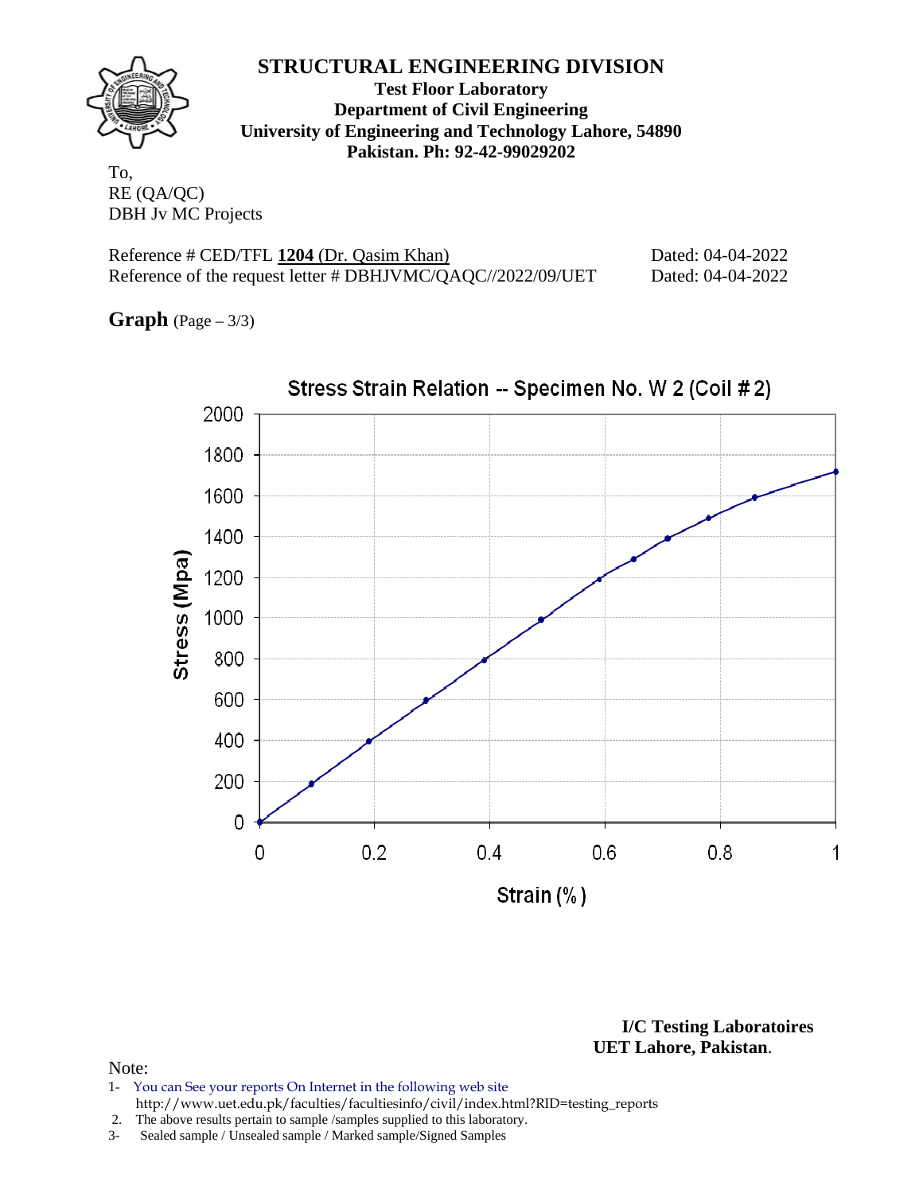# STRUCTURAL ENGINEERING DIVISION

**Test Floor Laboratory**
**Department of Civil Engineering**
**University of Engineering and Technology Lahore, 54890**
**Pakistan. Ph: 92-42-99029202**

To,
RE (QA/QC)
DBH Jv MC Projects

Reference # CED/TFL **1204** (Dr. Qasim Khan) Dated: 04-04-2022
Reference of the request letter # DBHJVMC/QAQC//2022/09/UET Dated: 04-04-2022

**Graph** (Page – 3/3)

Stress Strain Relation -- Specimen No. W 2 (Coil # 2)

Stress (Mpa)

2000
1800
1600
1400
1200
1000
800
600
400
200
0

0 0.2 0.4 0.6 0.8 1

Strain (%)

**I/C Testing Laboratoires**
**UET Lahore, Pakistan**.

Note:

1- You can See your reports On Internet in the following web site
http://www.uet.edu.pk/faculties/facultiesinfo/civil/index.html?RID=testing_reports
2. The above results pertain to sample /samples supplied to this laboratory.
3- Sealed sample / Unsealed sample / Marked sample/Signed Samples